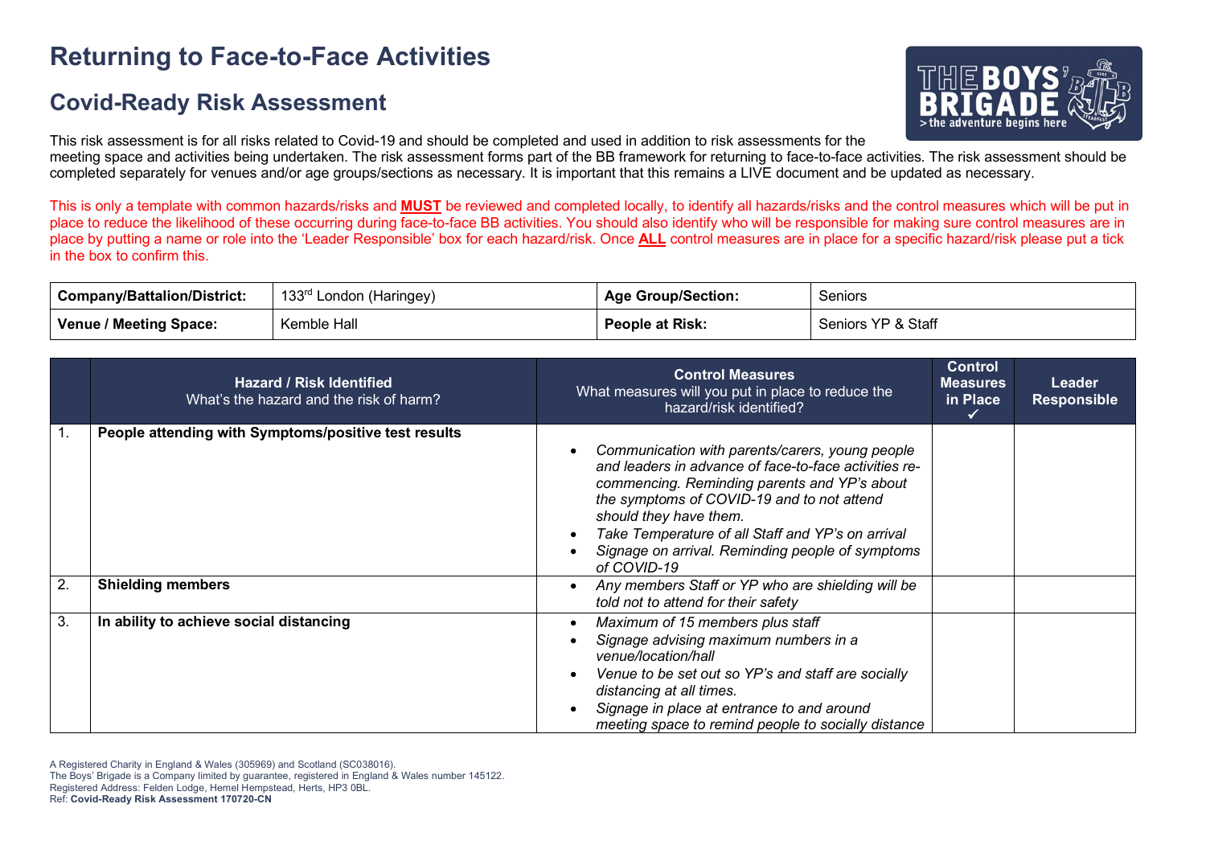# Returning to Face-to-Face Activities

## Covid-Ready Risk Assessment

This risk assessment is for all risks related to Covid-19 and should be completed and used in addition to risk assessments for the meeting space and activities being undertaken. The risk assessment forms part of the BB framework for returning to face-to-face activities. The risk assessment should be completed separately for venues and/or age groups/sections as necessary. It is important that this remains a LIVE document and be updated as necessary.

This is only a template with common hazards/risks and **MUST** be reviewed and completed locally, to identify all hazards/risks and the control measures which will be put in place to reduce the likelihood of these occurring during face-to-face BB activities. You should also identify who will be responsible for making sure control measures are in place by putting a name or role into the 'Leader Responsible' box for each hazard/risk. Once **ALL** control measures are in place for a specific hazard/risk please put a tick in the box to confirm this.

| **Company/Battalion/District:** | 133rd London (Haringey) | **Age Group/Section:** | Seniors |
|---|---|---|---|
| **Venue / Meeting Space:** | Kemble Hall | **People at Risk:** | Seniors YP & Staff |

| | **Hazard / Risk Identified** What's the hazard and the risk of harm? | **Control Measures** What measures will you put in place to reduce the hazard/risk identified? | **Control Measures in Place ✓** | **Leader Responsible** |
|---|---|---|---|---|
| 1. | **People attending with Symptoms/positive test results** | • *Communication with parents/carers, young people and leaders in advance of face-to-face activities re-commencing. Reminding parents and YP's about the symptoms of COVID-19 and to not attend should they have them.* <br> • *Take Temperature of all Staff and YP's on arrival* <br> • *Signage on arrival. Reminding people of symptoms of COVID-19* | | |
| 2. | **Shielding members** | • *Any members Staff or YP who are shielding will be told not to attend for their safety* | | |
| 3. | **In ability to achieve social distancing** | • *Maximum of 15 members plus staff* <br> • *Signage advising maximum numbers in a venue/location/hall* <br> • *Venue to be set out so YP's and staff are socially distancing at all times.* <br> • *Signage in place at entrance to and around meeting space to remind people to socially distance* | | |

A Registered Charity in England & Wales (305969) and Scotland (SC038016).
The Boys' Brigade is a Company limited by guarantee, registered in England & Wales number 145122.
Registered Address: Felden Lodge, Hemel Hempstead, Herts, HP3 0BL.
Ref: **Covid-Ready Risk Assessment 170720-CN**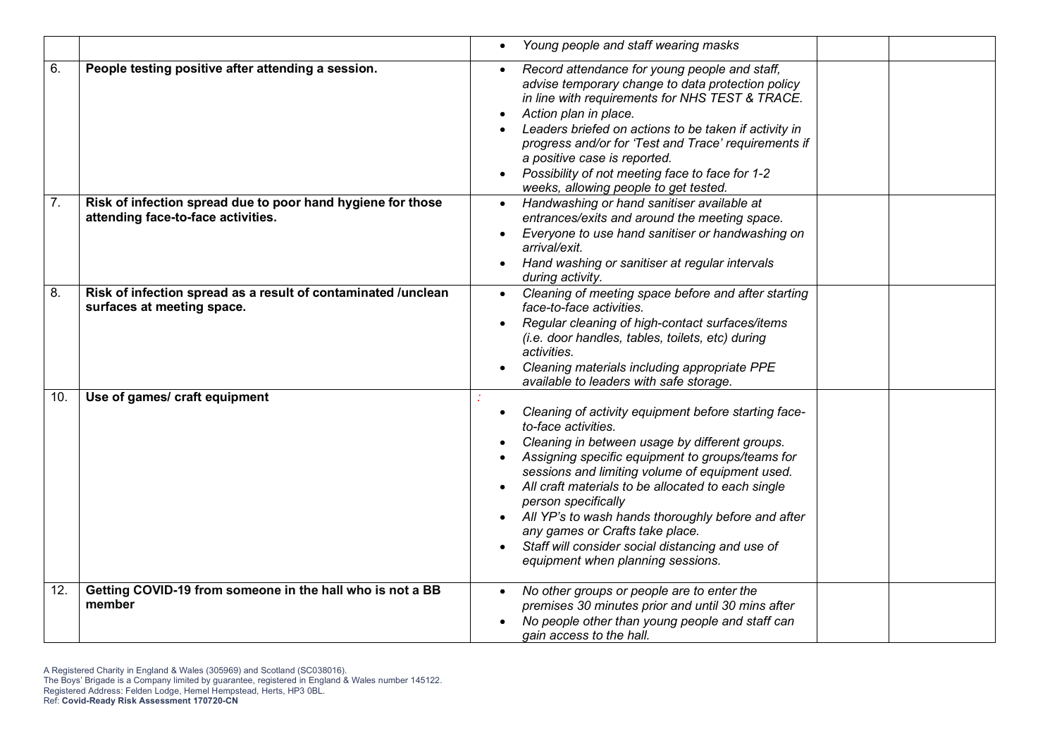| | | | | |
|---|---|---|---|---|
| | | • *Young people and staff wearing masks* | | |
| 6. | **People testing positive after attending a session.** | • *Record attendance for young people and staff, advise temporary change to data protection policy in line with requirements for NHS TEST & TRACE.*<br>• *Action plan in place.*<br>• *Leaders briefed on actions to be taken if activity in progress and/or for 'Test and Trace' requirements if a positive case is reported.*<br>• *Possibility of not meeting face to face for 1-2 weeks, allowing people to get tested.* | | |
| 7. | **Risk of infection spread due to poor hand hygiene for those attending face-to-face activities.** | • *Handwashing or hand sanitiser available at entrances/exits and around the meeting space.*<br>• *Everyone to use hand sanitiser or handwashing on arrival/exit.*<br>• *Hand washing or sanitiser at regular intervals during activity.* | | |
| 8. | **Risk of infection spread as a result of contaminated /unclean surfaces at meeting space.** | • *Cleaning of meeting space before and after starting face-to-face activities.*<br>• *Regular cleaning of high-contact surfaces/items (i.e. door handles, tables, toilets, etc) during activities.*<br>• *Cleaning materials including appropriate PPE available to leaders with safe storage.* | | |
| 10. | **Use of games/ craft equipment** | *:*<br>• *Cleaning of activity equipment before starting face-to-face activities.*<br>• *Cleaning in between usage by different groups.*<br>• *Assigning specific equipment to groups/teams for sessions and limiting volume of equipment used.*<br>• *All craft materials to be allocated to each single person specifically*<br>• *All YP's to wash hands thoroughly before and after any games or Crafts take place.*<br>• *Staff will consider social distancing and use of equipment when planning sessions.* | | |
| 12. | **Getting COVID-19 from someone in the hall who is not a BB member** | • *No other groups or people are to enter the premises 30 minutes prior and until 30 mins after*<br>• *No people other than young people and staff can gain access to the hall.* | | |

A Registered Charity in England & Wales (305969) and Scotland (SC038016).
The Boys' Brigade is a Company limited by guarantee, registered in England & Wales number 145122.
Registered Address: Felden Lodge, Hemel Hempstead, Herts, HP3 0BL.
Ref: **Covid-Ready Risk Assessment 170720-CN**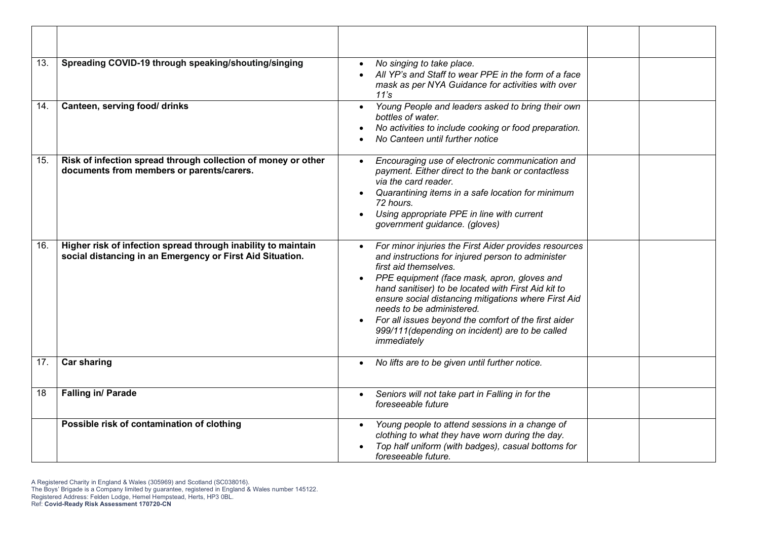| | | | | |
|---|---|---|---|---|
| | | | | |
| 13. | **Spreading COVID-19 through speaking/shouting/singing** | • *No singing to take place.*<br>• *All YP's and Staff to wear PPE in the form of a face mask as per NYA Guidance for activities with over 11's* | | |
| 14. | **Canteen, serving food/ drinks** | • *Young People and leaders asked to bring their own bottles of water.*<br>• *No activities to include cooking or food preparation.*<br>• *No Canteen until further notice* | | |
| 15. | **Risk of infection spread through collection of money or other documents from members or parents/carers.** | • *Encouraging use of electronic communication and payment. Either direct to the bank or contactless via the card reader.*<br>• *Quarantining items in a safe location for minimum 72 hours.*<br>• *Using appropriate PPE in line with current government guidance. (gloves)* | | |
| 16. | **Higher risk of infection spread through inability to maintain social distancing in an Emergency or First Aid Situation.** | • *For minor injuries the First Aider provides resources and instructions for injured person to administer first aid themselves.*<br>• *PPE equipment (face mask, apron, gloves and hand sanitiser) to be located with First Aid kit to ensure social distancing mitigations where First Aid needs to be administered.*<br>• *For all issues beyond the comfort of the first aider 999/111(depending on incident) are to be called immediately* | | |
| 17. | **Car sharing** | • *No lifts are to be given until further notice.* | | |
| 18 | **Falling in/ Parade** | • *Seniors will not take part in Falling in for the foreseeable future* | | |
| | **Possible risk of contamination of clothing** | • *Young people to attend sessions in a change of clothing to what they have worn during the day.*<br>• *Top half uniform (with badges), casual bottoms for foreseeable future.* | | |

A Registered Charity in England & Wales (305969) and Scotland (SC038016).
The Boys' Brigade is a Company limited by guarantee, registered in England & Wales number 145122.
Registered Address: Felden Lodge, Hemel Hempstead, Herts, HP3 0BL.
Ref: **Covid-Ready Risk Assessment 170720-CN**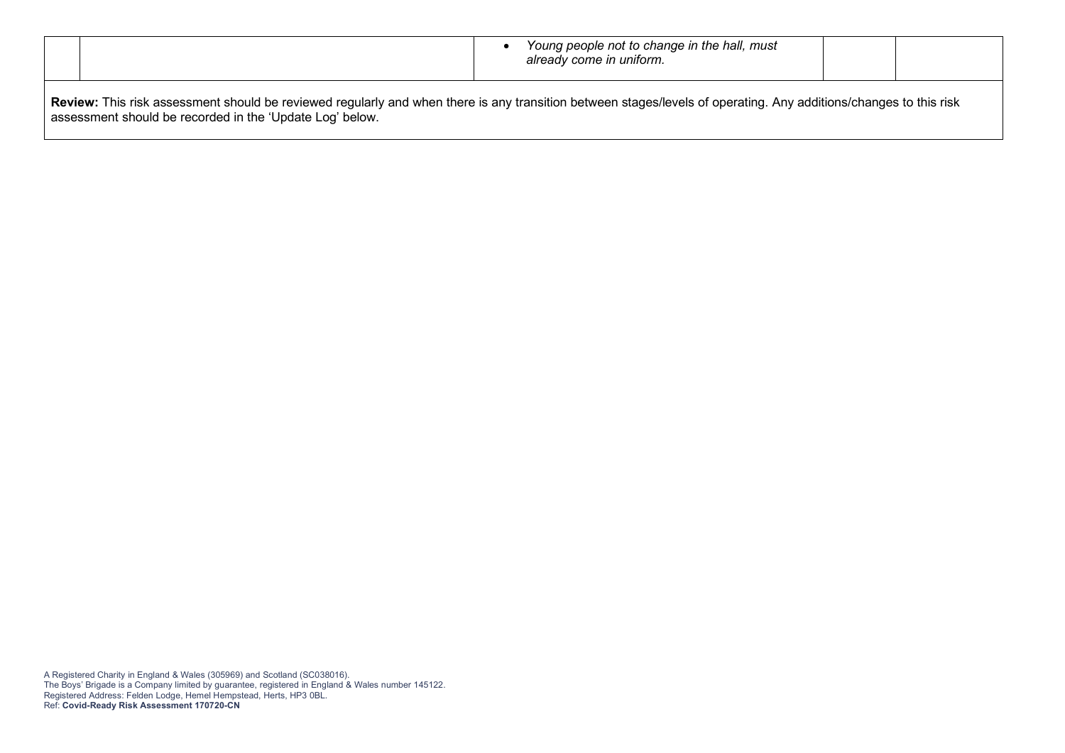|  |  |  |  |  |
|---|---|---|---|---|
|  |  | • *Young people not to change in the hall, must already come in uniform.* |  |  |

**Review:** This risk assessment should be reviewed regularly and when there is any transition between stages/levels of operating. Any additions/changes to this risk assessment should be recorded in the 'Update Log' below.

A Registered Charity in England & Wales (305969) and Scotland (SC038016).
The Boys' Brigade is a Company limited by guarantee, registered in England & Wales number 145122.
Registered Address: Felden Lodge, Hemel Hempstead, Herts, HP3 0BL.
Ref: **Covid-Ready Risk Assessment 170720-CN**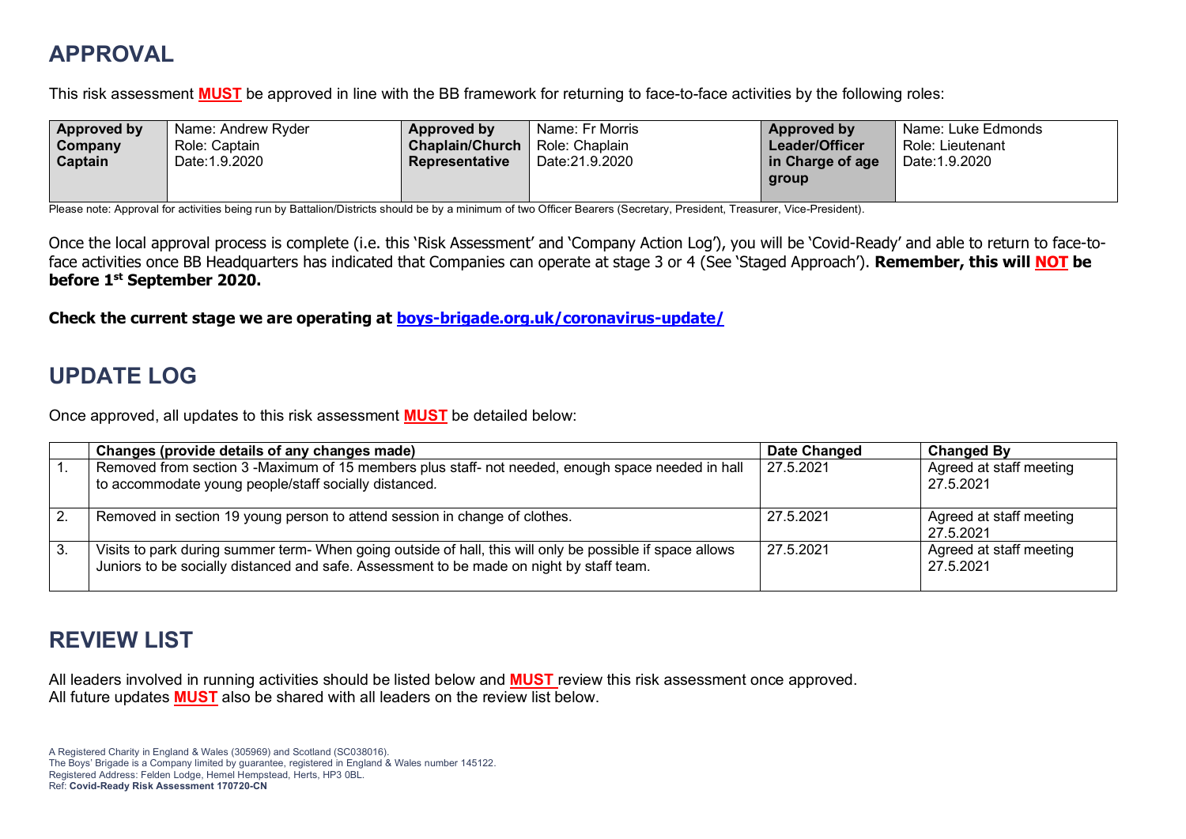## APPROVAL

This risk assessment **MUST** be approved in line with the BB framework for returning to face-to-face activities by the following roles:

| **Approved by Company Captain** | Name: Andrew Ryder<br>Role: Captain<br>Date:1.9.2020 | **Approved by Chaplain/Church Representative** | Name: Fr Morris<br>Role: Chaplain<br>Date:21.9.2020 | **Approved by Leader/Officer in Charge of age group** | Name: Luke Edmonds<br>Role: Lieutenant<br>Date:1.9.2020 |
|---|---|---|---|---|---|

Please note: Approval for activities being run by Battalion/Districts should be by a minimum of two Officer Bearers (Secretary, President, Treasurer, Vice-President).

Once the local approval process is complete (i.e. this 'Risk Assessment' and 'Company Action Log'), you will be 'Covid-Ready' and able to return to face-to-face activities once BB Headquarters has indicated that Companies can operate at stage 3 or 4 (See 'Staged Approach'). **Remember, this will NOT be before 1st September 2020.**

**Check the current stage we are operating at boys-brigade.org.uk/coronavirus-update/**

## UPDATE LOG

Once approved, all updates to this risk assessment **MUST** be detailed below:

| | **Changes (provide details of any changes made)** | **Date Changed** | **Changed By** |
|---|---|---|---|
| 1. | Removed from section 3 -Maximum of 15 members plus staff- not needed, enough space needed in hall to accommodate young people/staff socially distanced. | 27.5.2021 | Agreed at staff meeting 27.5.2021 |
| 2. | Removed in section 19 young person to attend session in change of clothes. | 27.5.2021 | Agreed at staff meeting 27.5.2021 |
| 3. | Visits to park during summer term- When going outside of hall, this will only be possible if space allows Juniors to be socially distanced and safe. Assessment to be made on night by staff team. | 27.5.2021 | Agreed at staff meeting 27.5.2021 |

## REVIEW LIST

All leaders involved in running activities should be listed below and **MUST** review this risk assessment once approved.
All future updates **MUST** also be shared with all leaders on the review list below.

A Registered Charity in England & Wales (305969) and Scotland (SC038016).
The Boys' Brigade is a Company limited by guarantee, registered in England & Wales number 145122.
Registered Address: Felden Lodge, Hemel Hempstead, Herts, HP3 0BL.
Ref: **Covid-Ready Risk Assessment 170720-CN**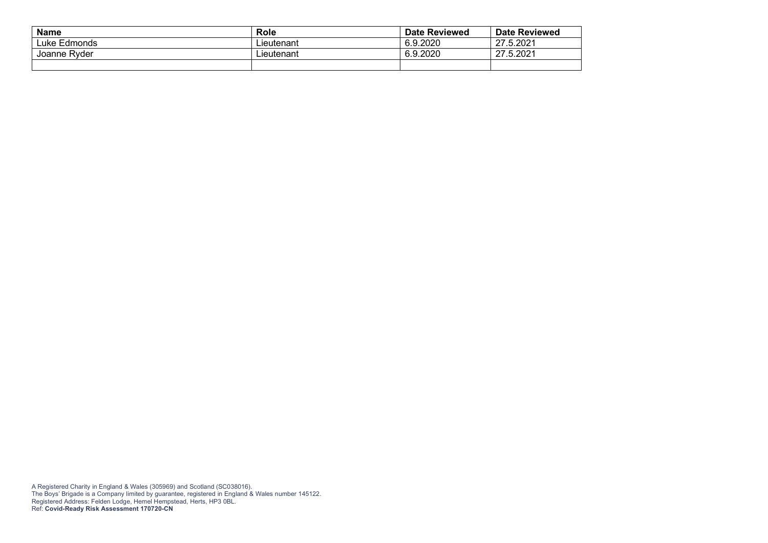| Name | Role | Date Reviewed | Date Reviewed |
|---|---|---|---|
| Luke Edmonds | Lieutenant | 6.9.2020 | 27.5.2021 |
| Joanne Ryder | Lieutenant | 6.9.2020 | 27.5.2021 |
| | | | |